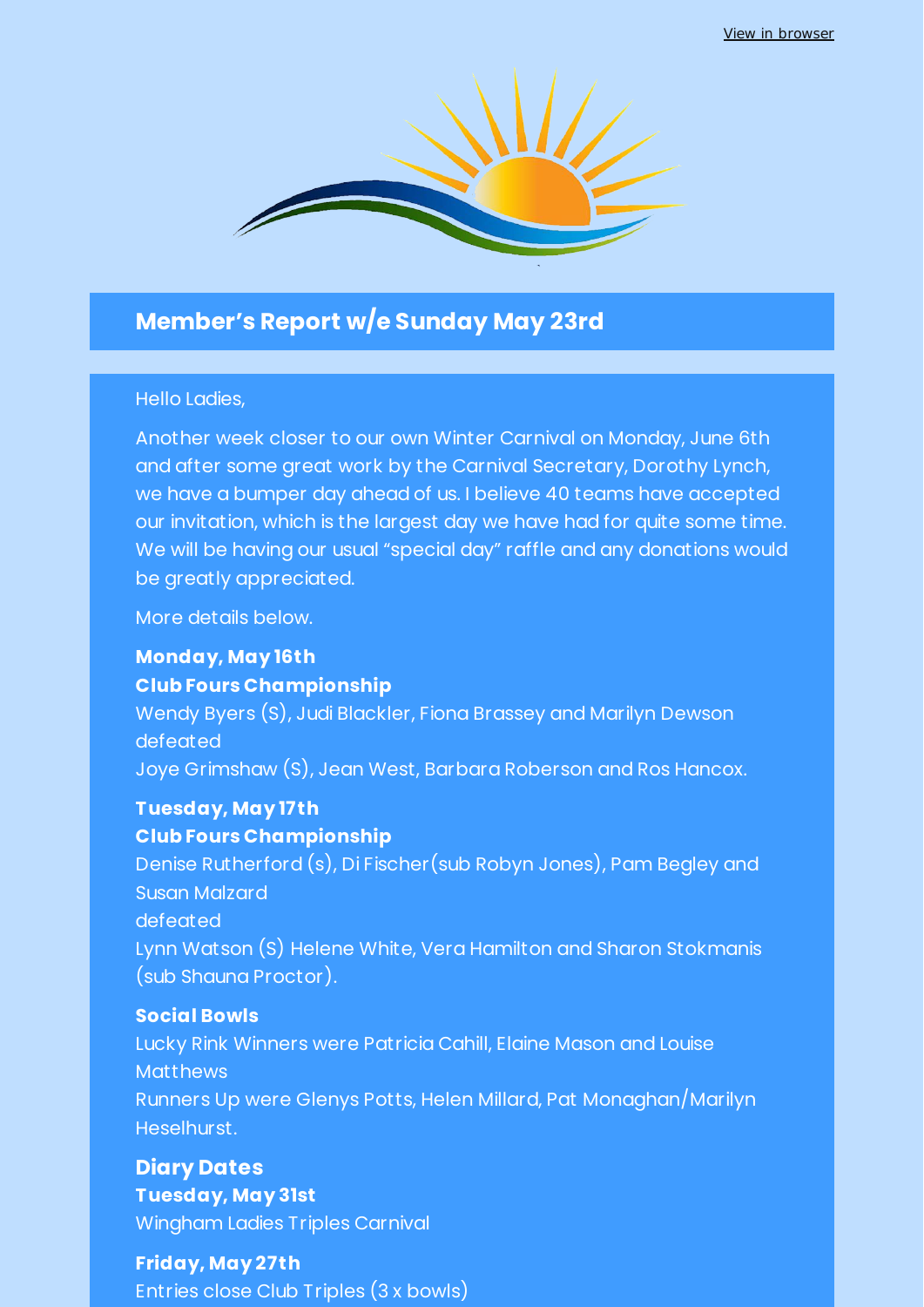View in browser

## Member's Report w/e Sunday May 23rd

Hello Ladies,

Another week closer to our own Winter Carnival on Monday, June 6th and after some great work by the Carnival Secretary, Dorothy Lynch, we have a bumper day ahead of us. I believe 40 teams have accepted our invitation, which is the largest day we have had for quite some time. We will be having our usual "special day" raffle and any donations would be greatly appreciated.

More details below.

**Monday, May 16th**
**Club Fours Championship**
Wendy Byers (S), Judi Blackler, Fiona Brassey and Marilyn Dewson defeated
Joye Grimshaw (S), Jean West, Barbara Roberson and Ros Hancox.

**Tuesday, May 17th**
**Club Fours Championship**
Denise Rutherford (s), Di Fischer(sub Robyn Jones), Pam Begley and Susan Malzard
defeated
Lynn Watson (S) Helene White, Vera Hamilton and Sharon Stokmanis (sub Shauna Proctor).

**Social Bowls**
Lucky Rink Winners were Patricia Cahill, Elaine Mason and Louise Matthews
Runners Up were Glenys Potts, Helen Millard, Pat Monaghan/Marilyn Heselhurst.

### Diary Dates

**Tuesday, May 31st**
Wingham Ladies Triples Carnival

**Friday, May 27th**
Entries close Club Triples (3 x bowls)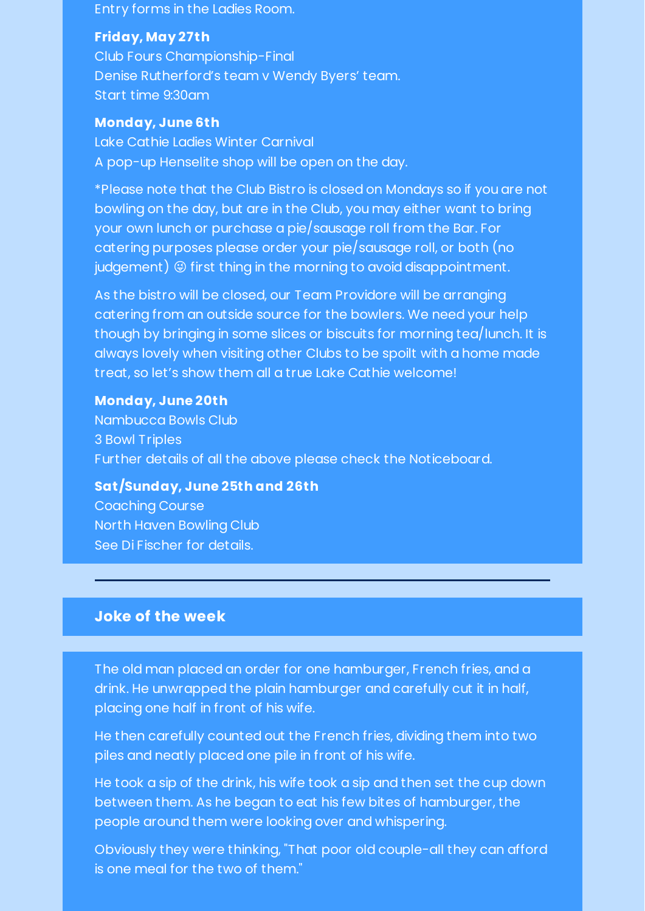Entry forms in the Ladies Room.

**Friday, May 27th**
Club Fours Championship-Final
Denise Rutherford's team v Wendy Byers' team.
Start time 9:30am

**Monday, June 6th**
Lake Cathie Ladies Winter Carnival
A pop-up Henselite shop will be open on the day.

*Please note that the Club Bistro is closed on Mondays so if you are not bowling on the day, but are in the Club, you may either want to bring your own lunch or purchase a pie/sausage roll from the Bar. For catering purposes please order your pie/sausage roll, or both (no judgement) 😛 first thing in the morning to avoid disappointment.

As the bistro will be closed, our Team Providore will be arranging catering from an outside source for the bowlers. We need your help though by bringing in some slices or biscuits for morning tea/lunch. It is always lovely when visiting other Clubs to be spoilt with a home made treat, so let's show them all a true Lake Cathie welcome!

**Monday, June 20th**
Nambucca Bowls Club
3 Bowl Triples
Further details of all the above please check the Noticeboard.

**Sat/Sunday, June 25th and 26th**
Coaching Course
North Haven Bowling Club
See Di Fischer for details.

---

## Joke of the week

The old man placed an order for one hamburger, French fries, and a drink. He unwrapped the plain hamburger and carefully cut it in half, placing one half in front of his wife.

He then carefully counted out the French fries, dividing them into two piles and neatly placed one pile in front of his wife.

He took a sip of the drink, his wife took a sip and then set the cup down between them. As he began to eat his few bites of hamburger, the people around them were looking over and whispering.

Obviously they were thinking, "That poor old couple-all they can afford is one meal for the two of them."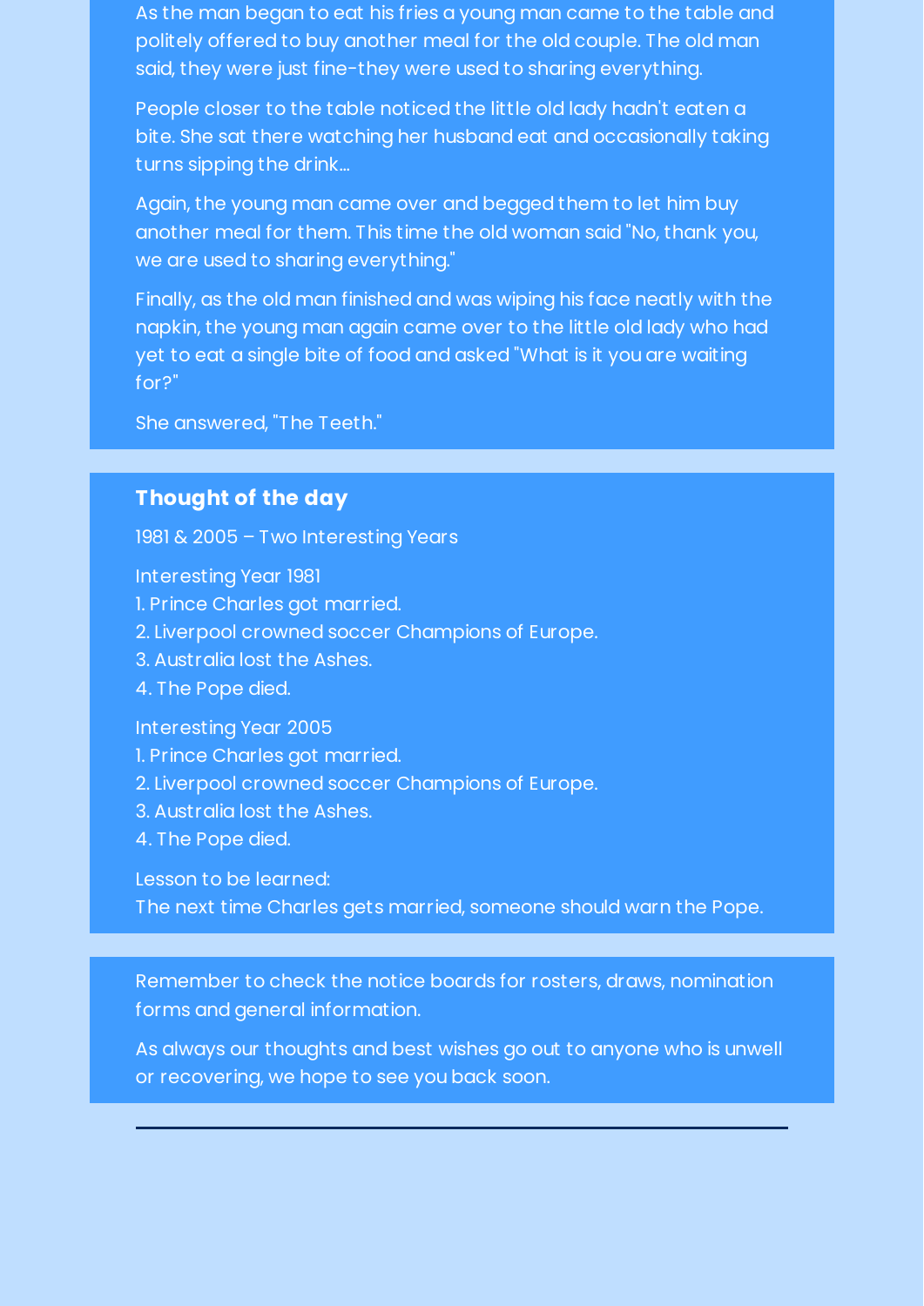As the man began to eat his fries a young man came to the table and politely offered to buy another meal for the old couple. The old man said, they were just fine-they were used to sharing everything.

People closer to the table noticed the little old lady hadn't eaten a bite. She sat there watching her husband eat and occasionally taking turns sipping the drink...

Again, the young man came over and begged them to let him buy another meal for them. This time the old woman said "No, thank you, we are used to sharing everything."

Finally, as the old man finished and was wiping his face neatly with the napkin, the young man again came over to the little old lady who had yet to eat a single bite of food and asked "What is it you are waiting for?"

She answered, "The Teeth."

## Thought of the day

1981 & 2005 – Two Interesting Years

Interesting Year 1981
1. Prince Charles got married.
2. Liverpool crowned soccer Champions of Europe.
3. Australia lost the Ashes.
4. The Pope died.

Interesting Year 2005
1. Prince Charles got married.
2. Liverpool crowned soccer Champions of Europe.
3. Australia lost the Ashes.
4. The Pope died.

Lesson to be learned:
The next time Charles gets married, someone should warn the Pope.

Remember to check the notice boards for rosters, draws, nomination forms and general information.

As always our thoughts and best wishes go out to anyone who is unwell or recovering, we hope to see you back soon.

---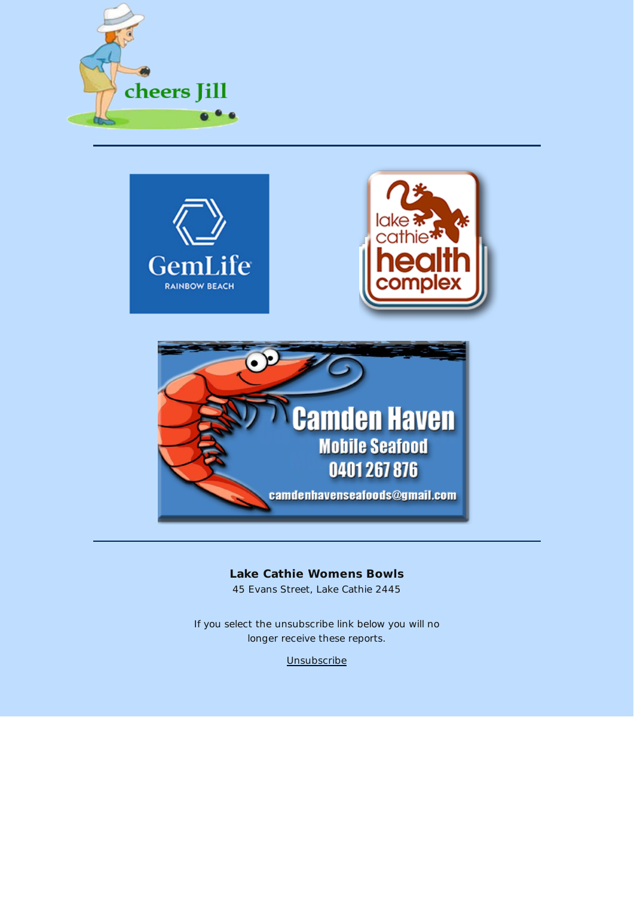cheers Jill

GemLife RAINBOW BEACH

lake cathie health complex

Camden Haven Mobile Seafood 0401 267 876 camdenhavenseafoods@gmail.com

---

**Lake Cathie Womens Bowls**
45 Evans Street, Lake Cathie 2445

If you select the unsubscribe link below you will no longer receive these reports.

Unsubscribe